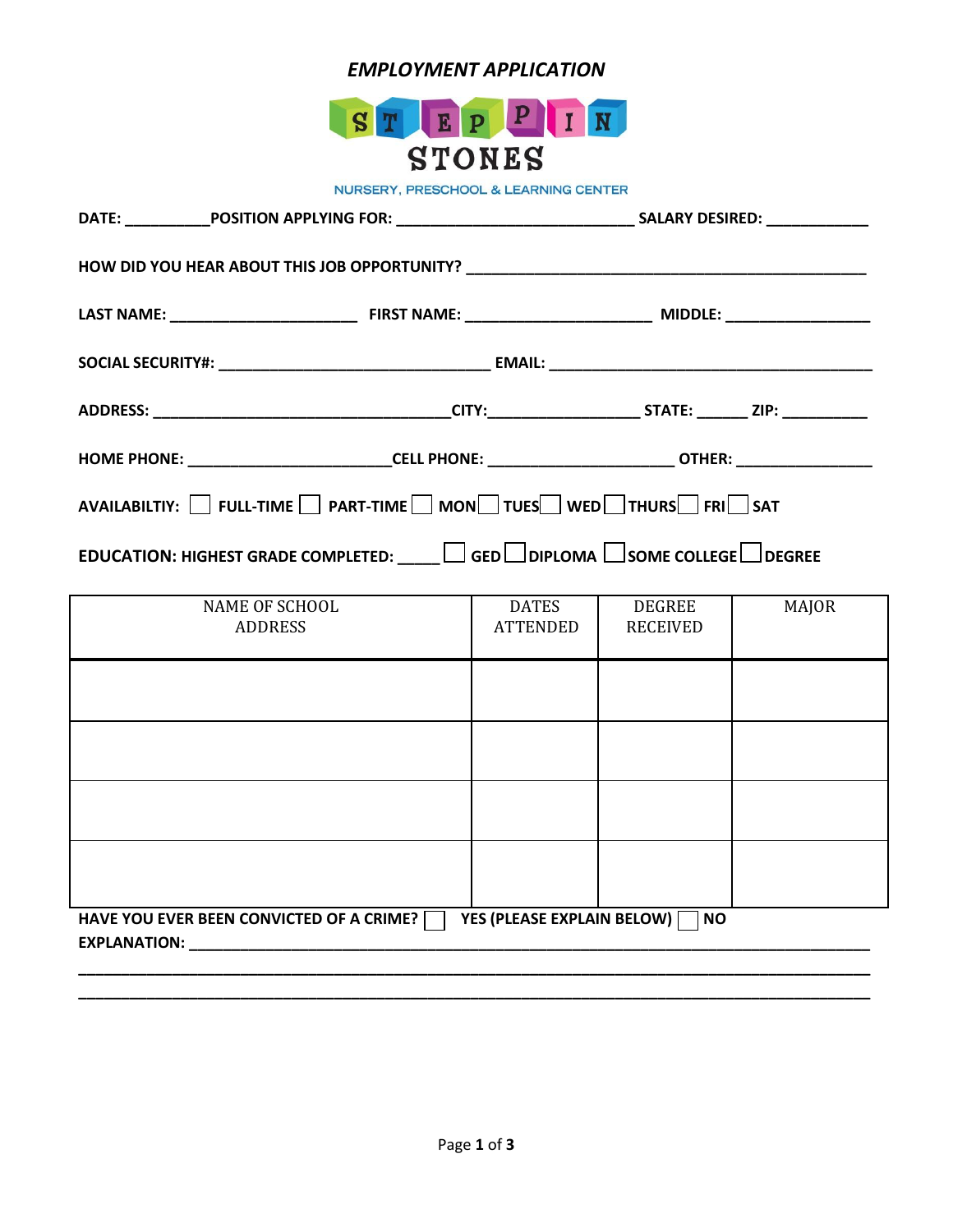# *EMPLOYMENT APPLICATION*

STEPPIN STONES

NURSERY, PRESCHOOL & LEARNING CENTER

**DATE:** __________ **POSITION APPLYING FOR:** ____________________________ **SALARY DESIRED:** ____________

**HOW DID YOU HEAR ABOUT THIS JOB OPPORTUNITY?** ________________________________________________

**LAST NAME:** ______________________ **FIRST NAME:** ______________________ **MIDDLE:** _________________

**SOCIAL SECURITY#:** ________________________________ **EMAIL:** ______________________________________

**ADDRESS:** ___________________________________**CITY:**__________________ **STATE:** ______ **ZIP:** __________

**HOME PHONE:** ________________________**CELL PHONE:** _____________________ **OTHER:** ________________

**AVAILABILTIY:** ☐ **FULL-TIME** ☐ **PART-TIME** ☐ **MON** ☐ **TUES** ☐ **WED** ☐ **THURS** ☐ **FRI** ☐ **SAT**

**EDUCATION: HIGHEST GRADE COMPLETED:** _____ ☐ **GED** ☐ **DIPLOMA** ☐ **SOME COLLEGE** ☐ **DEGREE**

| NAME OF SCHOOL ADDRESS | DATES ATTENDED | DEGREE RECEIVED | MAJOR |
|---|---|---|---|
| | | | |
| | | | |
| | | | |
| | | | |

**HAVE YOU EVER BEEN CONVICTED OF A CRIME?** ☐ **YES (PLEASE EXPLAIN BELOW)** ☐ **NO**

**EXPLANATION:** ______________________________________________________________________________

_____________________________________________________________________________________________

_____________________________________________________________________________________________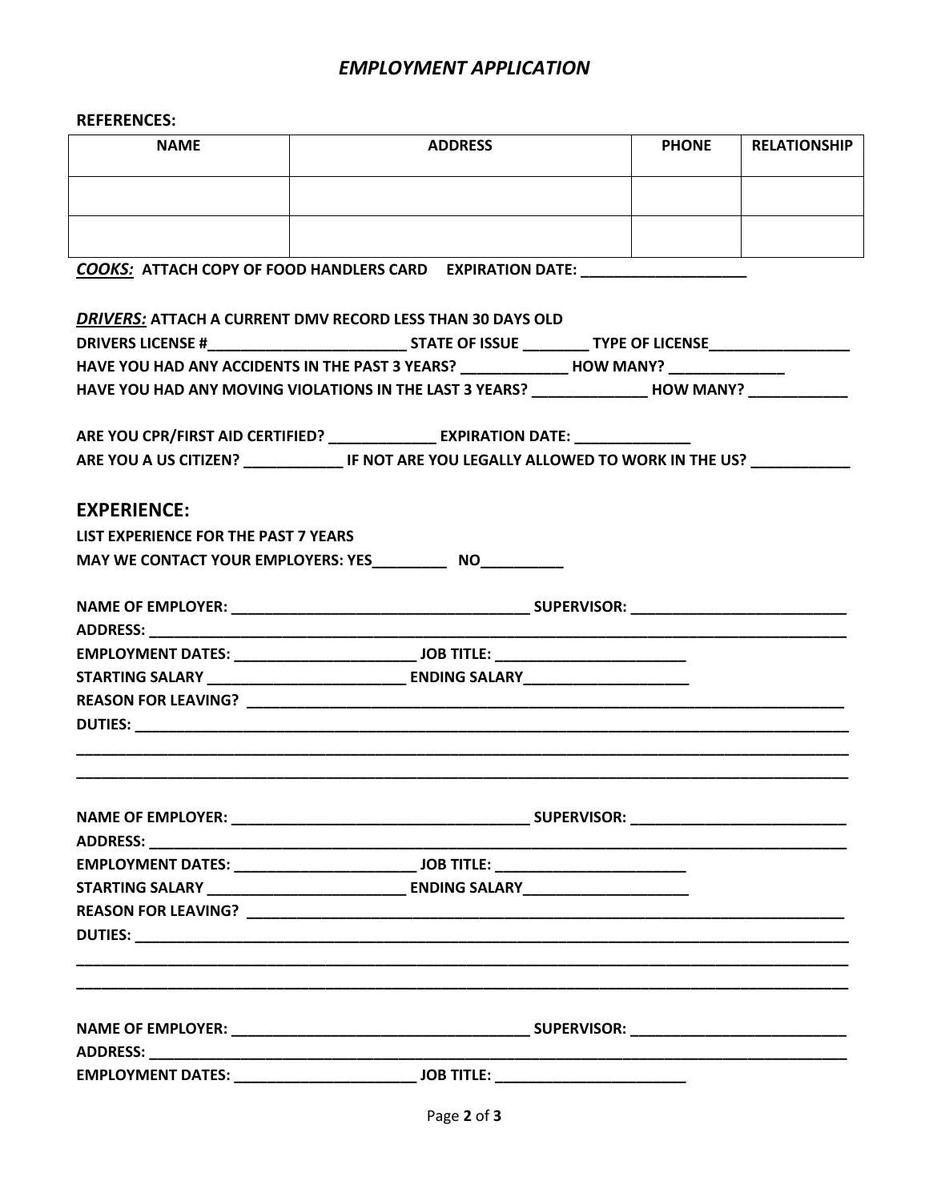## *EMPLOYMENT APPLICATION*

**REFERENCES:**

| NAME | ADDRESS | PHONE | RELATIONSHIP |
|---|---|---|---|
| | | | |
| | | | |

***COOKS:*** **ATTACH COPY OF FOOD HANDLERS CARD EXPIRATION DATE: ____________________**

***DRIVERS:*** **ATTACH A CURRENT DMV RECORD LESS THAN 30 DAYS OLD**

**DRIVERS LICENSE #________________________ STATE OF ISSUE ________ TYPE OF LICENSE_________________**

**HAVE YOU HAD ANY ACCIDENTS IN THE PAST 3 YEARS? _____________ HOW MANY? ______________**

**HAVE YOU HAD ANY MOVING VIOLATIONS IN THE LAST 3 YEARS? ______________ HOW MANY? ____________**

**ARE YOU CPR/FIRST AID CERTIFIED? _____________ EXPIRATION DATE: ______________**

**ARE YOU A US CITIZEN? ____________ IF NOT ARE YOU LEGALLY ALLOWED TO WORK IN THE US? ____________**

## EXPERIENCE:

**LIST EXPERIENCE FOR THE PAST 7 YEARS**

**MAY WE CONTACT YOUR EMPLOYERS: YES_________ NO__________**

**NAME OF EMPLOYER: ____________________________________ SUPERVISOR: __________________________**

**ADDRESS: ________________________________________________________________________________**

**EMPLOYMENT DATES: ______________________ JOB TITLE: _______________________**

**STARTING SALARY ________________________ ENDING SALARY____________________**

**REASON FOR LEAVING? ___________________________________________________________________________**

**DUTIES: _________________________________________________________________________________**

_____________________________________________________________________________________________

_____________________________________________________________________________________________

**NAME OF EMPLOYER: ____________________________________ SUPERVISOR: __________________________**

**ADDRESS: ________________________________________________________________________________**

**EMPLOYMENT DATES: ______________________ JOB TITLE: _______________________**

**STARTING SALARY ________________________ ENDING SALARY____________________**

**REASON FOR LEAVING? ___________________________________________________________________________**

**DUTIES: _________________________________________________________________________________**

_____________________________________________________________________________________________

_____________________________________________________________________________________________

**NAME OF EMPLOYER: ____________________________________ SUPERVISOR: __________________________**

**ADDRESS: ________________________________________________________________________________**

**EMPLOYMENT DATES: ______________________ JOB TITLE: _______________________**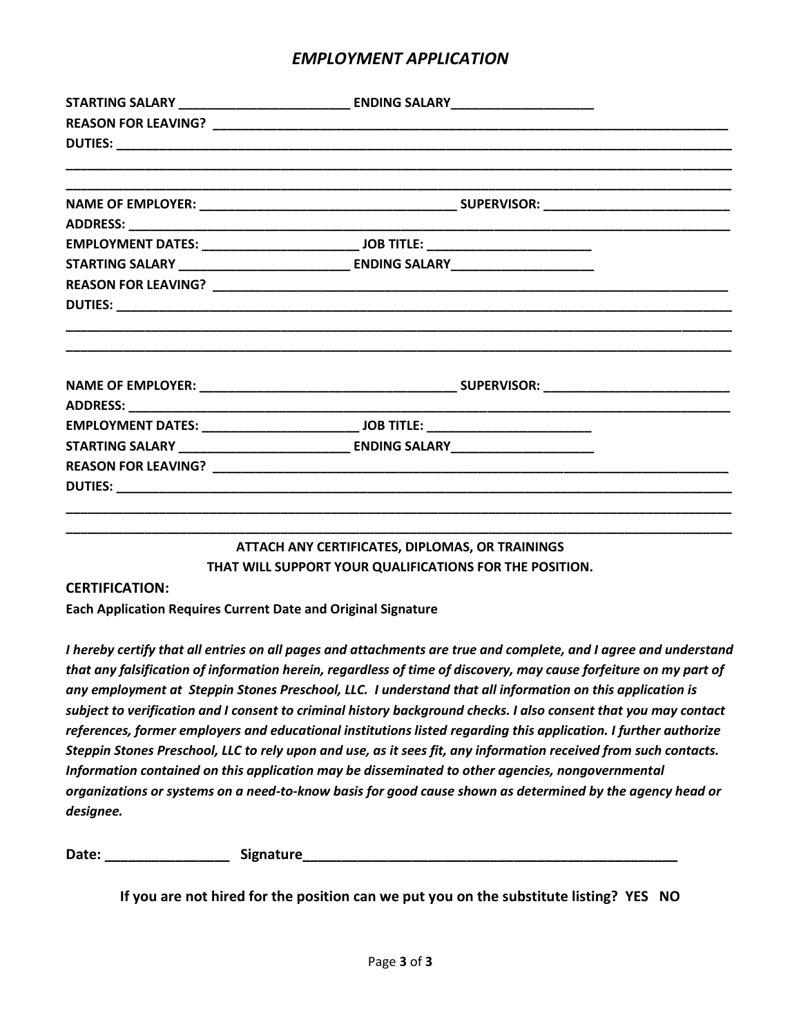# *EMPLOYMENT APPLICATION*

**STARTING SALARY _______________________ ENDING SALARY___________________**

**REASON FOR LEAVING? ________________________________________________________________________**

**DUTIES: ___________________________________________________________________________________**

**___________________________________________________________________________________________**

**___________________________________________________________________________________________**

**NAME OF EMPLOYER: ___________________________________ SUPERVISOR: _________________________**

**ADDRESS: __________________________________________________________________________________**

**EMPLOYMENT DATES: _____________________ JOB TITLE: ______________________**

**STARTING SALARY _______________________ ENDING SALARY___________________**

**REASON FOR LEAVING? ________________________________________________________________________**

**DUTIES: ___________________________________________________________________________________**

**___________________________________________________________________________________________**

**___________________________________________________________________________________________**

**NAME OF EMPLOYER: ___________________________________ SUPERVISOR: _________________________**

**ADDRESS: __________________________________________________________________________________**

**EMPLOYMENT DATES: _____________________ JOB TITLE: ______________________**

**STARTING SALARY _______________________ ENDING SALARY___________________**

**REASON FOR LEAVING? ________________________________________________________________________**

**DUTIES: ___________________________________________________________________________________**

**___________________________________________________________________________________________**

**___________________________________________________________________________________________**

**ATTACH ANY CERTIFICATES, DIPLOMAS, OR TRAININGS**
**THAT WILL SUPPORT YOUR QUALIFICATIONS FOR THE POSITION.**

**CERTIFICATION:**

**Each Application Requires Current Date and Original Signature**

***I hereby certify that all entries on all pages and attachments are true and complete, and I agree and understand that any falsification of information herein, regardless of time of discovery, may cause forfeiture on my part of any employment at Steppin Stones Preschool, LLC. I understand that all information on this application is subject to verification and I consent to criminal history background checks. I also consent that you may contact references, former employers and educational institutions listed regarding this application. I further authorize Steppin Stones Preschool, LLC to rely upon and use, as it sees fit, any information received from such contacts. Information contained on this application may be disseminated to other agencies, nongovernmental organizations or systems on a need-to-know basis for good cause shown as determined by the agency head or designee.***

**Date: ________________ Signature__________________________________________________**

**If you are not hired for the position can we put you on the substitute listing? YES NO**